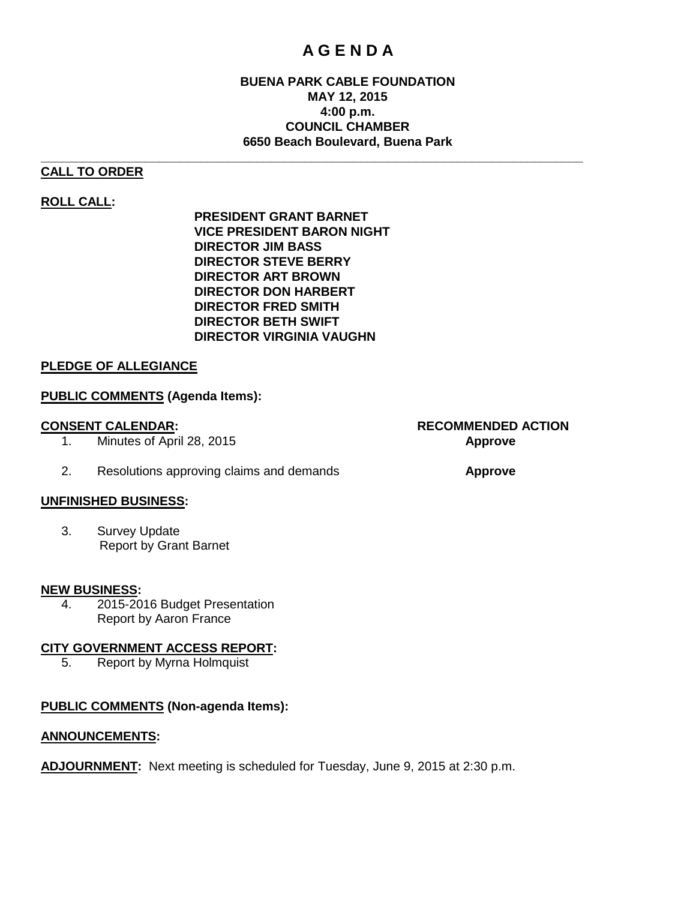# A G E N D A

**BUENA PARK CABLE FOUNDATION**
**MAY 12, 2015**
**4:00 p.m.**
**COUNCIL CHAMBER**
**6650 Beach Boulevard, Buena Park**

---

**CALL TO ORDER**

**ROLL CALL:**

**PRESIDENT GRANT BARNET**
**VICE PRESIDENT BARON NIGHT**
**DIRECTOR JIM BASS**
**DIRECTOR STEVE BERRY**
**DIRECTOR ART BROWN**
**DIRECTOR DON HARBERT**
**DIRECTOR FRED SMITH**
**DIRECTOR BETH SWIFT**
**DIRECTOR VIRGINIA VAUGHN**

**PLEDGE OF ALLEGIANCE**

**PUBLIC COMMENTS (Agenda Items):**

| **CONSENT CALENDAR:** | **RECOMMENDED ACTION** |
|---|---|
| 1. Minutes of April 28, 2015 | **Approve** |
| 2. Resolutions approving claims and demands | **Approve** |

**UNFINISHED BUSINESS:**

3. Survey Update
   Report by Grant Barnet

**NEW BUSINESS:**

4. 2015-2016 Budget Presentation
   Report by Aaron France

**CITY GOVERNMENT ACCESS REPORT:**

5. Report by Myrna Holmquist

**PUBLIC COMMENTS (Non-agenda Items):**

**ANNOUNCEMENTS:**

**ADJOURNMENT:** Next meeting is scheduled for Tuesday, June 9, 2015 at 2:30 p.m.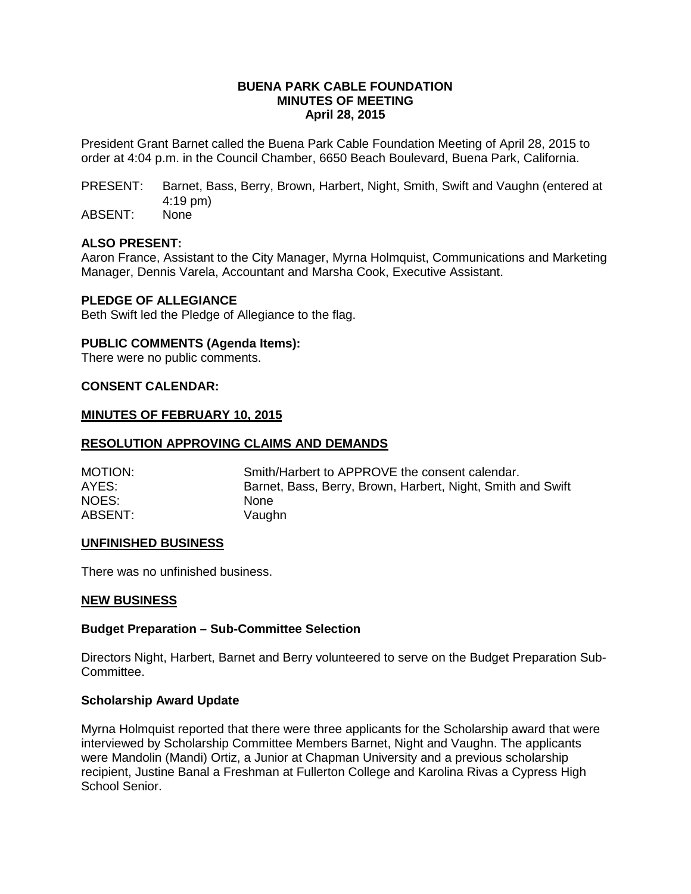**BUENA PARK CABLE FOUNDATION**
**MINUTES OF MEETING**
**April 28, 2015**

President Grant Barnet called the Buena Park Cable Foundation Meeting of April 28, 2015 to order at 4:04 p.m. in the Council Chamber, 6650 Beach Boulevard, Buena Park, California.

PRESENT: Barnet, Bass, Berry, Brown, Harbert, Night, Smith, Swift and Vaughn (entered at 4:19 pm)
ABSENT: None

### ALSO PRESENT:

Aaron France, Assistant to the City Manager, Myrna Holmquist, Communications and Marketing Manager, Dennis Varela, Accountant and Marsha Cook, Executive Assistant.

### PLEDGE OF ALLEGIANCE

Beth Swift led the Pledge of Allegiance to the flag.

### PUBLIC COMMENTS (Agenda Items):

There were no public comments.

### CONSENT CALENDAR:

**MINUTES OF FEBRUARY 10, 2015**

**RESOLUTION APPROVING CLAIMS AND DEMANDS**

MOTION: Smith/Harbert to APPROVE the consent calendar.
AYES: Barnet, Bass, Berry, Brown, Harbert, Night, Smith and Swift
NOES: None
ABSENT: Vaughn

### UNFINISHED BUSINESS

There was no unfinished business.

### NEW BUSINESS

**Budget Preparation – Sub-Committee Selection**

Directors Night, Harbert, Barnet and Berry volunteered to serve on the Budget Preparation Sub-Committee.

**Scholarship Award Update**

Myrna Holmquist reported that there were three applicants for the Scholarship award that were interviewed by Scholarship Committee Members Barnet, Night and Vaughn. The applicants were Mandolin (Mandi) Ortiz, a Junior at Chapman University and a previous scholarship recipient, Justine Banal a Freshman at Fullerton College and Karolina Rivas a Cypress High School Senior.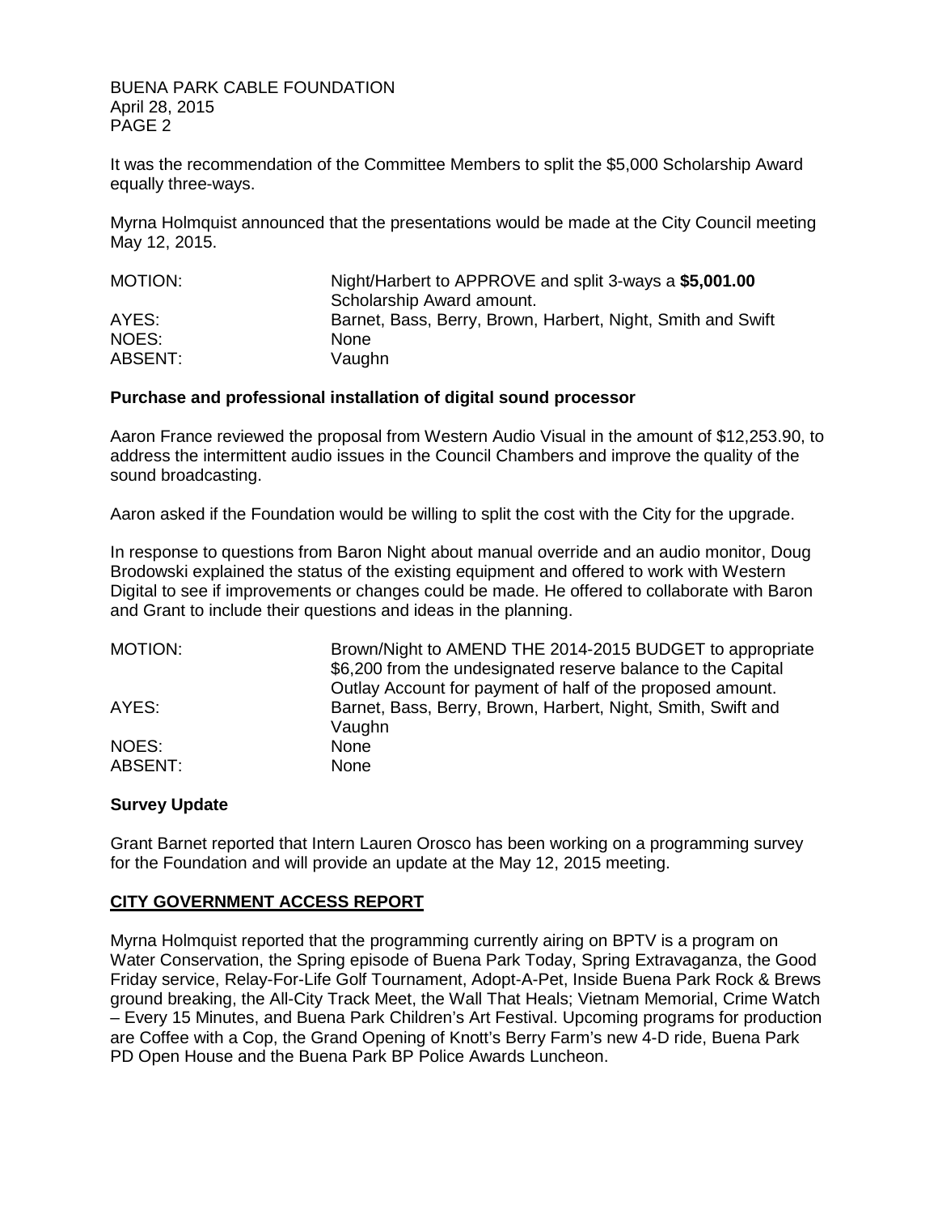It was the recommendation of the Committee Members to split the $5,000 Scholarship Award equally three-ways.

Myrna Holmquist announced that the presentations would be made at the City Council meeting May 12, 2015.

| | |
|---|---|
| MOTION: | Night/Harbert to APPROVE and split 3-ways a **$5,001.00** Scholarship Award amount. |
| AYES: | Barnet, Bass, Berry, Brown, Harbert, Night, Smith and Swift |
| NOES: | None |
| ABSENT: | Vaughn |

**Purchase and professional installation of digital sound processor**

Aaron France reviewed the proposal from Western Audio Visual in the amount of $12,253.90, to address the intermittent audio issues in the Council Chambers and improve the quality of the sound broadcasting.

Aaron asked if the Foundation would be willing to split the cost with the City for the upgrade.

In response to questions from Baron Night about manual override and an audio monitor, Doug Brodowski explained the status of the existing equipment and offered to work with Western Digital to see if improvements or changes could be made. He offered to collaborate with Baron and Grant to include their questions and ideas in the planning.

| | |
|---|---|
| MOTION: | Brown/Night to AMEND THE 2014-2015 BUDGET to appropriate $6,200 from the undesignated reserve balance to the Capital Outlay Account for payment of half of the proposed amount. |
| AYES: | Barnet, Bass, Berry, Brown, Harbert, Night, Smith, Swift and Vaughn |
| NOES: | None |
| ABSENT: | None |

**Survey Update**

Grant Barnet reported that Intern Lauren Orosco has been working on a programming survey for the Foundation and will provide an update at the May 12, 2015 meeting.

## CITY GOVERNMENT ACCESS REPORT

Myrna Holmquist reported that the programming currently airing on BPTV is a program on Water Conservation, the Spring episode of Buena Park Today, Spring Extravaganza, the Good Friday service, Relay-For-Life Golf Tournament, Adopt-A-Pet, Inside Buena Park Rock & Brews ground breaking, the All-City Track Meet, the Wall That Heals; Vietnam Memorial, Crime Watch – Every 15 Minutes, and Buena Park Children's Art Festival. Upcoming programs for production are Coffee with a Cop, the Grand Opening of Knott's Berry Farm's new 4-D ride, Buena Park PD Open House and the Buena Park BP Police Awards Luncheon.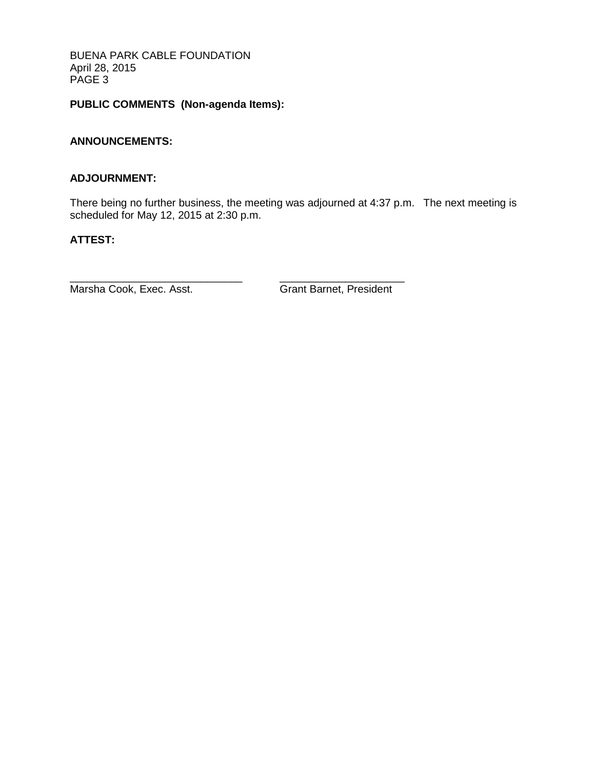**PUBLIC COMMENTS (Non-agenda Items):**

**ANNOUNCEMENTS:**

**ADJOURNMENT:**

There being no further business, the meeting was adjourned at 4:37 p.m. The next meeting is scheduled for May 12, 2015 at 2:30 p.m.

**ATTEST:**

| ______________________________ | ______________________ |
|---|---|
| Marsha Cook, Exec. Asst. | Grant Barnet, President |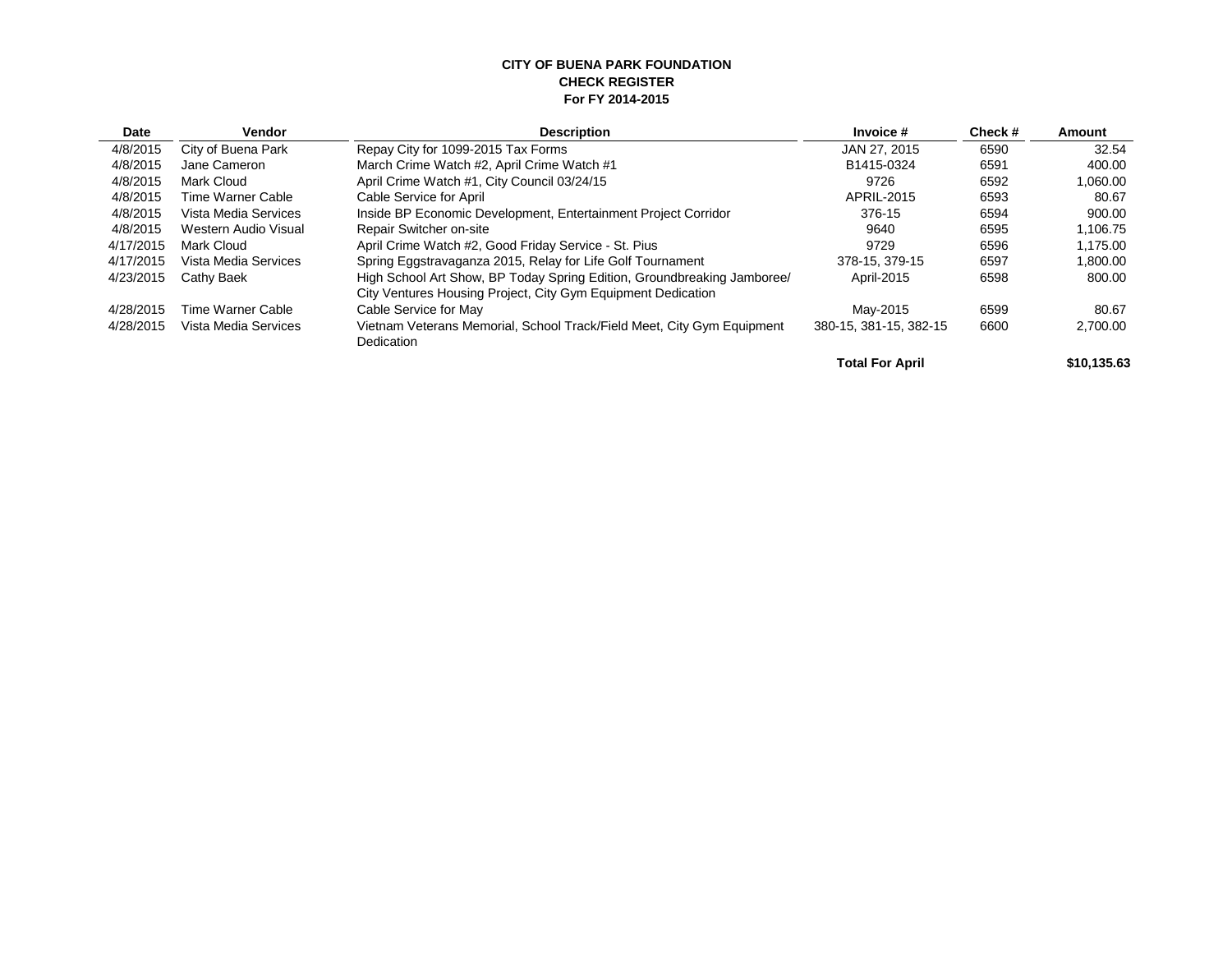**CITY OF BUENA PARK FOUNDATION**
**CHECK REGISTER**
**For FY 2014-2015**

| Date | Vendor | Description | Invoice # | Check # | Amount |
|---|---|---|---|---|---|
| 4/8/2015 | City of Buena Park | Repay City for 1099-2015 Tax Forms | JAN 27, 2015 | 6590 | 32.54 |
| 4/8/2015 | Jane Cameron | March Crime Watch #2, April Crime Watch #1 | B1415-0324 | 6591 | 400.00 |
| 4/8/2015 | Mark Cloud | April Crime Watch #1, City Council 03/24/15 | 9726 | 6592 | 1,060.00 |
| 4/8/2015 | Time Warner Cable | Cable Service for April | APRIL-2015 | 6593 | 80.67 |
| 4/8/2015 | Vista Media Services | Inside BP Economic Development, Entertainment Project Corridor | 376-15 | 6594 | 900.00 |
| 4/8/2015 | Western Audio Visual | Repair Switcher on-site | 9640 | 6595 | 1,106.75 |
| 4/17/2015 | Mark Cloud | April Crime Watch #2, Good Friday Service - St. Pius | 9729 | 6596 | 1,175.00 |
| 4/17/2015 | Vista Media Services | Spring Eggstravaganza 2015, Relay for Life Golf Tournament | 378-15, 379-15 | 6597 | 1,800.00 |
| 4/23/2015 | Cathy Baek | High School Art Show, BP Today Spring Edition, Groundbreaking Jamboree/ City Ventures Housing Project, City Gym Equipment Dedication | April-2015 | 6598 | 800.00 |
| 4/28/2015 | Time Warner Cable | Cable Service for May | May-2015 | 6599 | 80.67 |
| 4/28/2015 | Vista Media Services | Vietnam Veterans Memorial, School Track/Field Meet, City Gym Equipment Dedication | 380-15, 381-15, 382-15 | 6600 | 2,700.00 |
| | | | **Total For April** | | **$10,135.63** |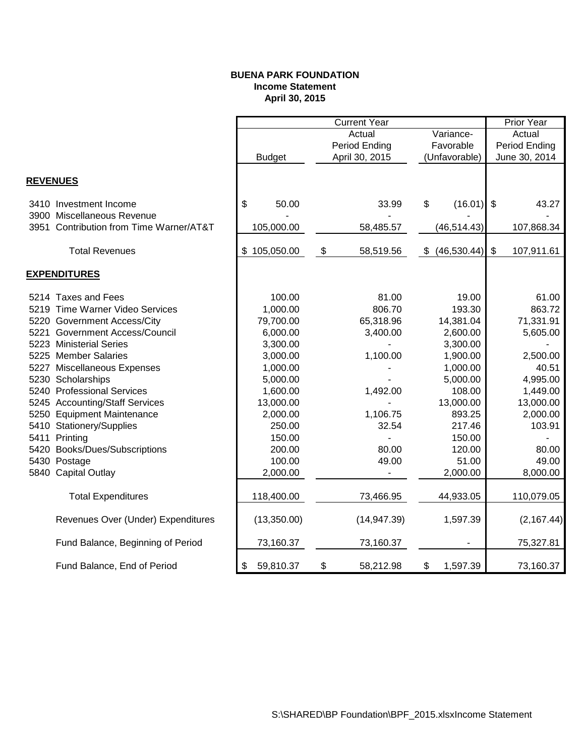**BUENA PARK FOUNDATION**
**Income Statement**
**April 30, 2015**

| | Current Year | | | Prior Year |
|---|---|---|---|---|
| | Budget | Actual Period Ending April 30, 2015 | Variance- Favorable (Unfavorable) | Actual Period Ending June 30, 2014 |
| **REVENUES** | | | | |
| 3410 Investment Income | $ 50.00 | 33.99 | $ (16.01) | $ 43.27 |
| 3900 Miscellaneous Revenue | - | - | - | - |
| 3951 Contribution from Time Warner/AT&T | 105,000.00 | 58,485.57 | (46,514.43) | 107,868.34 |
| Total Revenues | $ 105,050.00 | $ 58,519.56 | $ (46,530.44) | $ 107,911.61 |
| **EXPENDITURES** | | | | |
| 5214 Taxes and Fees | 100.00 | 81.00 | 19.00 | 61.00 |
| 5219 Time Warner Video Services | 1,000.00 | 806.70 | 193.30 | 863.72 |
| 5220 Government Access/City | 79,700.00 | 65,318.96 | 14,381.04 | 71,331.91 |
| 5221 Government Access/Council | 6,000.00 | 3,400.00 | 2,600.00 | 5,605.00 |
| 5223 Ministerial Series | 3,300.00 | - | 3,300.00 | - |
| 5225 Member Salaries | 3,000.00 | 1,100.00 | 1,900.00 | 2,500.00 |
| 5227 Miscellaneous Expenses | 1,000.00 | - | 1,000.00 | 40.51 |
| 5230 Scholarships | 5,000.00 | - | 5,000.00 | 4,995.00 |
| 5240 Professional Services | 1,600.00 | 1,492.00 | 108.00 | 1,449.00 |
| 5245 Accounting/Staff Services | 13,000.00 | - | 13,000.00 | 13,000.00 |
| 5250 Equipment Maintenance | 2,000.00 | 1,106.75 | 893.25 | 2,000.00 |
| 5410 Stationery/Supplies | 250.00 | 32.54 | 217.46 | 103.91 |
| 5411 Printing | 150.00 | - | 150.00 | - |
| 5420 Books/Dues/Subscriptions | 200.00 | 80.00 | 120.00 | 80.00 |
| 5430 Postage | 100.00 | 49.00 | 51.00 | 49.00 |
| 5840 Capital Outlay | 2,000.00 | - | 2,000.00 | 8,000.00 |
| Total Expenditures | 118,400.00 | 73,466.95 | 44,933.05 | 110,079.05 |
| Revenues Over (Under) Expenditures | (13,350.00) | (14,947.39) | 1,597.39 | (2,167.44) |
| Fund Balance, Beginning of Period | 73,160.37 | 73,160.37 | - | 75,327.81 |
| Fund Balance, End of Period | $ 59,810.37 | $ 58,212.98 | $ 1,597.39 | 73,160.37 |

S:\SHARED\BP Foundation\BPF_2015.xlsxIncome Statement